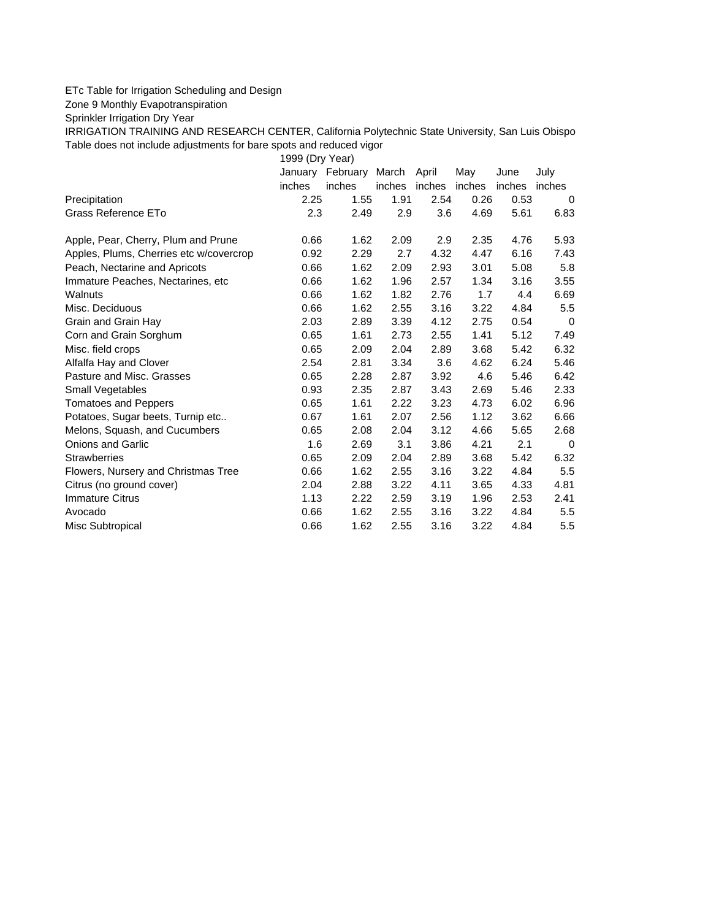ETc Table for Irrigation Scheduling and Design

Zone 9 Monthly Evapotranspiration

Sprinkler Irrigation Dry Year

IRRIGATION TRAINING AND RESEARCH CENTER, California Polytechnic State University, San Luis Obispo

Table does not include adjustments for bare spots and reduced vigor

| | 1999 (Dry Year) | | | | | | |
|---|---|---|---|---|---|---|---|
| | January | February | March | April | May | June | July |
| | inches | inches | inches | inches | inches | inches | inches |
| Precipitation | 2.25 | 1.55 | 1.91 | 2.54 | 0.26 | 0.53 | 0 |
| Grass Reference ETo | 2.3 | 2.49 | 2.9 | 3.6 | 4.69 | 5.61 | 6.83 |
| | | | | | | | |
| Apple, Pear, Cherry, Plum and Prune | 0.66 | 1.62 | 2.09 | 2.9 | 2.35 | 4.76 | 5.93 |
| Apples, Plums, Cherries etc w/covercrop | 0.92 | 2.29 | 2.7 | 4.32 | 4.47 | 6.16 | 7.43 |
| Peach, Nectarine and Apricots | 0.66 | 1.62 | 2.09 | 2.93 | 3.01 | 5.08 | 5.8 |
| Immature Peaches, Nectarines, etc | 0.66 | 1.62 | 1.96 | 2.57 | 1.34 | 3.16 | 3.55 |
| Walnuts | 0.66 | 1.62 | 1.82 | 2.76 | 1.7 | 4.4 | 6.69 |
| Misc. Deciduous | 0.66 | 1.62 | 2.55 | 3.16 | 3.22 | 4.84 | 5.5 |
| Grain and Grain Hay | 2.03 | 2.89 | 3.39 | 4.12 | 2.75 | 0.54 | 0 |
| Corn and Grain Sorghum | 0.65 | 1.61 | 2.73 | 2.55 | 1.41 | 5.12 | 7.49 |
| Misc. field crops | 0.65 | 2.09 | 2.04 | 2.89 | 3.68 | 5.42 | 6.32 |
| Alfalfa Hay and Clover | 2.54 | 2.81 | 3.34 | 3.6 | 4.62 | 6.24 | 5.46 |
| Pasture and Misc. Grasses | 0.65 | 2.28 | 2.87 | 3.92 | 4.6 | 5.46 | 6.42 |
| Small Vegetables | 0.93 | 2.35 | 2.87 | 3.43 | 2.69 | 5.46 | 2.33 |
| Tomatoes and Peppers | 0.65 | 1.61 | 2.22 | 3.23 | 4.73 | 6.02 | 6.96 |
| Potatoes, Sugar beets, Turnip etc.. | 0.67 | 1.61 | 2.07 | 2.56 | 1.12 | 3.62 | 6.66 |
| Melons, Squash, and Cucumbers | 0.65 | 2.08 | 2.04 | 3.12 | 4.66 | 5.65 | 2.68 |
| Onions and Garlic | 1.6 | 2.69 | 3.1 | 3.86 | 4.21 | 2.1 | 0 |
| Strawberries | 0.65 | 2.09 | 2.04 | 2.89 | 3.68 | 5.42 | 6.32 |
| Flowers, Nursery and Christmas Tree | 0.66 | 1.62 | 2.55 | 3.16 | 3.22 | 4.84 | 5.5 |
| Citrus (no ground cover) | 2.04 | 2.88 | 3.22 | 4.11 | 3.65 | 4.33 | 4.81 |
| Immature Citrus | 1.13 | 2.22 | 2.59 | 3.19 | 1.96 | 2.53 | 2.41 |
| Avocado | 0.66 | 1.62 | 2.55 | 3.16 | 3.22 | 4.84 | 5.5 |
| Misc Subtropical | 0.66 | 1.62 | 2.55 | 3.16 | 3.22 | 4.84 | 5.5 |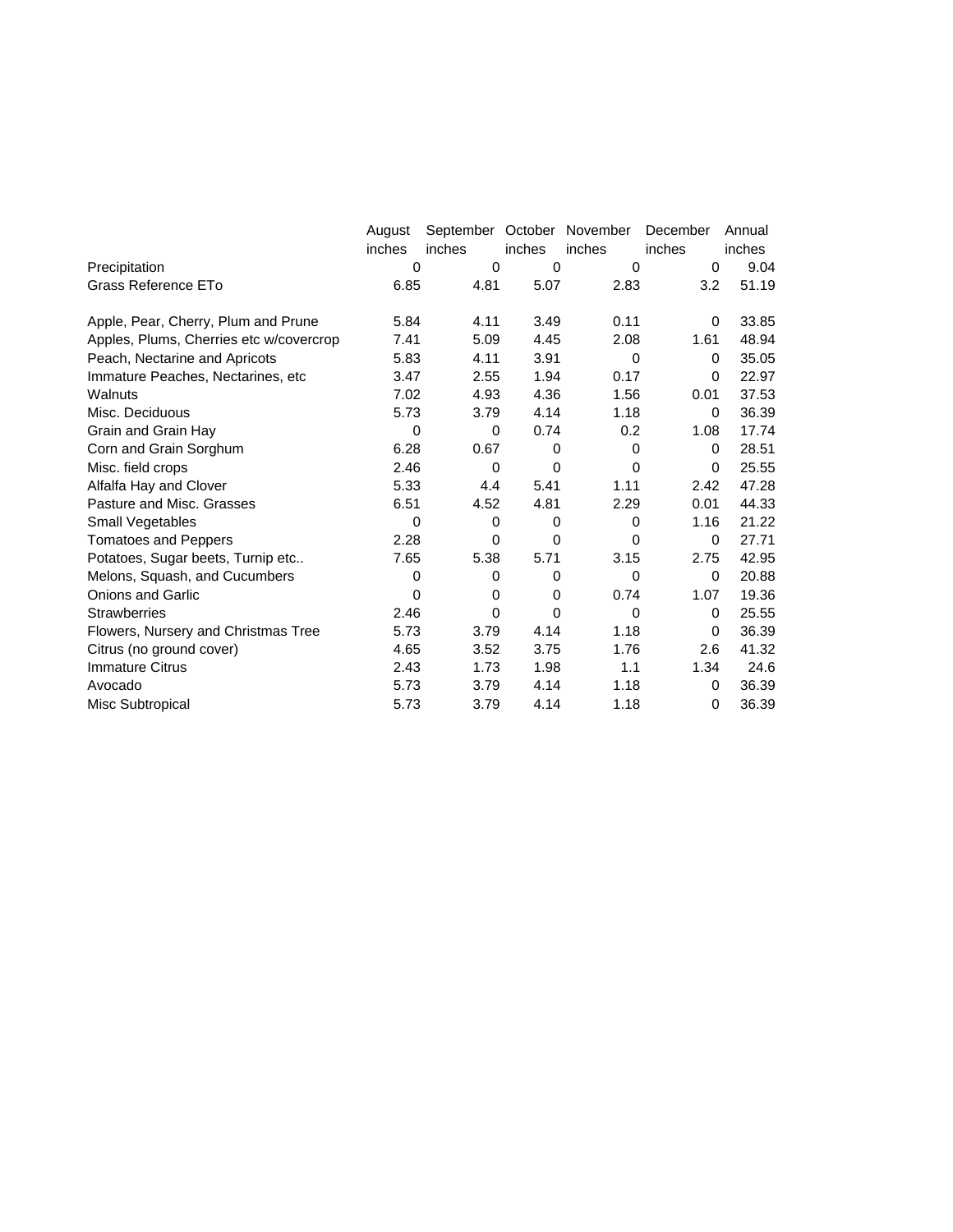| | August inches | September inches | October inches | November inches | December inches | Annual inches |
|---|---|---|---|---|---|---|
| Precipitation | 0 | 0 | 0 | 0 | 0 | 9.04 |
| Grass Reference ETo | 6.85 | 4.81 | 5.07 | 2.83 | 3.2 | 51.19 |
| | | | | | | |
| Apple, Pear, Cherry, Plum and Prune | 5.84 | 4.11 | 3.49 | 0.11 | 0 | 33.85 |
| Apples, Plums, Cherries etc w/covercrop | 7.41 | 5.09 | 4.45 | 2.08 | 1.61 | 48.94 |
| Peach, Nectarine and Apricots | 5.83 | 4.11 | 3.91 | 0 | 0 | 35.05 |
| Immature Peaches, Nectarines, etc | 3.47 | 2.55 | 1.94 | 0.17 | 0 | 22.97 |
| Walnuts | 7.02 | 4.93 | 4.36 | 1.56 | 0.01 | 37.53 |
| Misc. Deciduous | 5.73 | 3.79 | 4.14 | 1.18 | 0 | 36.39 |
| Grain and Grain Hay | 0 | 0 | 0.74 | 0.2 | 1.08 | 17.74 |
| Corn and Grain Sorghum | 6.28 | 0.67 | 0 | 0 | 0 | 28.51 |
| Misc. field crops | 2.46 | 0 | 0 | 0 | 0 | 25.55 |
| Alfalfa Hay and Clover | 5.33 | 4.4 | 5.41 | 1.11 | 2.42 | 47.28 |
| Pasture and Misc. Grasses | 6.51 | 4.52 | 4.81 | 2.29 | 0.01 | 44.33 |
| Small Vegetables | 0 | 0 | 0 | 0 | 1.16 | 21.22 |
| Tomatoes and Peppers | 2.28 | 0 | 0 | 0 | 0 | 27.71 |
| Potatoes, Sugar beets, Turnip etc.. | 7.65 | 5.38 | 5.71 | 3.15 | 2.75 | 42.95 |
| Melons, Squash, and Cucumbers | 0 | 0 | 0 | 0 | 0 | 20.88 |
| Onions and Garlic | 0 | 0 | 0 | 0.74 | 1.07 | 19.36 |
| Strawberries | 2.46 | 0 | 0 | 0 | 0 | 25.55 |
| Flowers, Nursery and Christmas Tree | 5.73 | 3.79 | 4.14 | 1.18 | 0 | 36.39 |
| Citrus (no ground cover) | 4.65 | 3.52 | 3.75 | 1.76 | 2.6 | 41.32 |
| Immature Citrus | 2.43 | 1.73 | 1.98 | 1.1 | 1.34 | 24.6 |
| Avocado | 5.73 | 3.79 | 4.14 | 1.18 | 0 | 36.39 |
| Misc Subtropical | 5.73 | 3.79 | 4.14 | 1.18 | 0 | 36.39 |